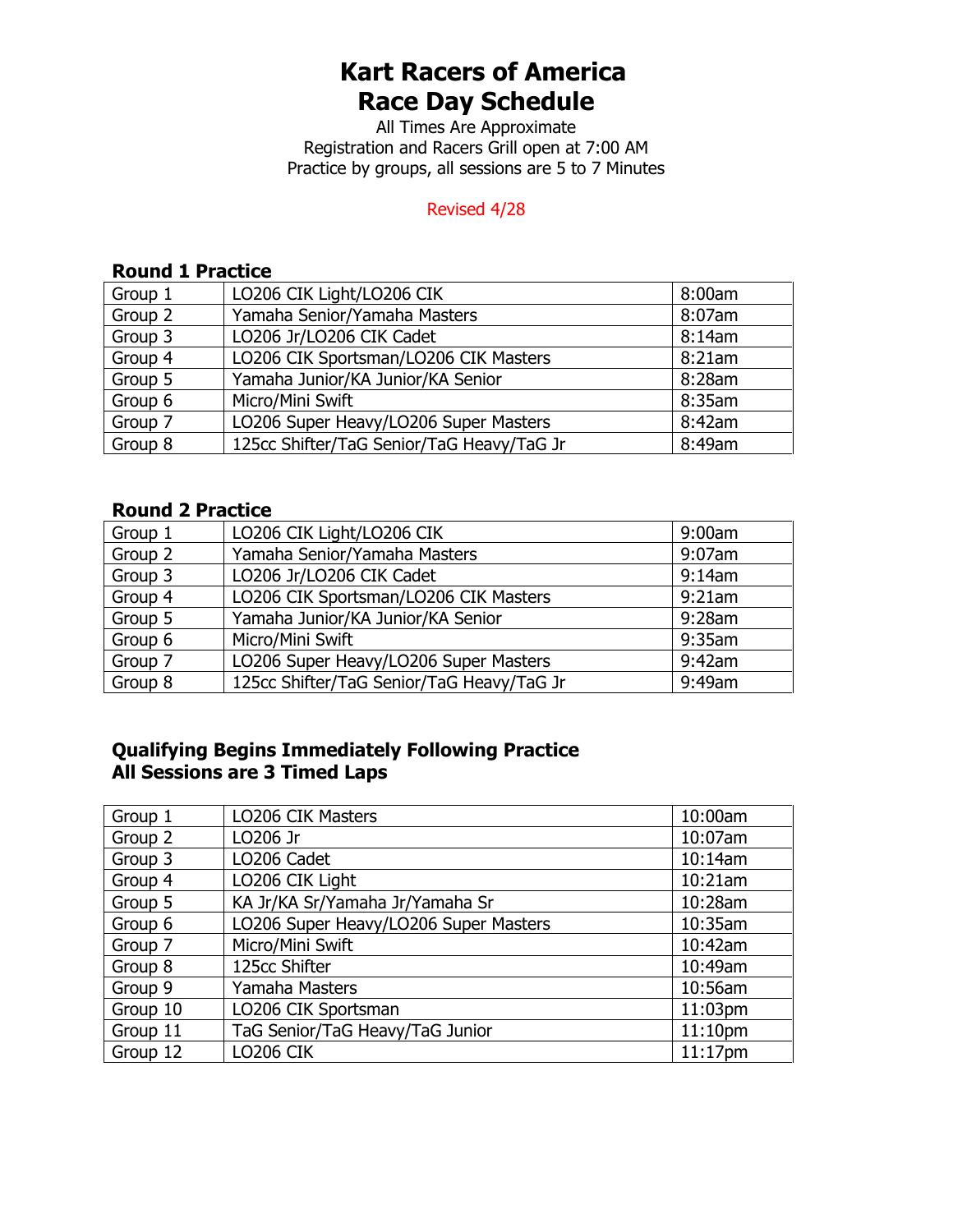# Kart Racers of America
# Race Day Schedule

All Times Are Approximate
Registration and Racers Grill open at 7:00 AM
Practice by groups, all sessions are 5 to 7 Minutes

Revised 4/28

### Round 1 Practice

| | | |
|---|---|---|
| Group 1 | LO206 CIK Light/LO206 CIK | 8:00am |
| Group 2 | Yamaha Senior/Yamaha Masters | 8:07am |
| Group 3 | LO206 Jr/LO206 CIK Cadet | 8:14am |
| Group 4 | LO206 CIK Sportsman/LO206 CIK Masters | 8:21am |
| Group 5 | Yamaha Junior/KA Junior/KA Senior | 8:28am |
| Group 6 | Micro/Mini Swift | 8:35am |
| Group 7 | LO206 Super Heavy/LO206 Super Masters | 8:42am |
| Group 8 | 125cc Shifter/TaG Senior/TaG Heavy/TaG Jr | 8:49am |

### Round 2 Practice

| | | |
|---|---|---|
| Group 1 | LO206 CIK Light/LO206 CIK | 9:00am |
| Group 2 | Yamaha Senior/Yamaha Masters | 9:07am |
| Group 3 | LO206 Jr/LO206 CIK Cadet | 9:14am |
| Group 4 | LO206 CIK Sportsman/LO206 CIK Masters | 9:21am |
| Group 5 | Yamaha Junior/KA Junior/KA Senior | 9:28am |
| Group 6 | Micro/Mini Swift | 9:35am |
| Group 7 | LO206 Super Heavy/LO206 Super Masters | 9:42am |
| Group 8 | 125cc Shifter/TaG Senior/TaG Heavy/TaG Jr | 9:49am |

### Qualifying Begins Immediately Following Practice
### All Sessions are 3 Timed Laps

| | | |
|---|---|---|
| Group 1 | LO206 CIK Masters | 10:00am |
| Group 2 | LO206 Jr | 10:07am |
| Group 3 | LO206 Cadet | 10:14am |
| Group 4 | LO206 CIK Light | 10:21am |
| Group 5 | KA Jr/KA Sr/Yamaha Jr/Yamaha Sr | 10:28am |
| Group 6 | LO206 Super Heavy/LO206 Super Masters | 10:35am |
| Group 7 | Micro/Mini Swift | 10:42am |
| Group 8 | 125cc Shifter | 10:49am |
| Group 9 | Yamaha Masters | 10:56am |
| Group 10 | LO206 CIK Sportsman | 11:03pm |
| Group 11 | TaG Senior/TaG Heavy/TaG Junior | 11:10pm |
| Group 12 | LO206 CIK | 11:17pm |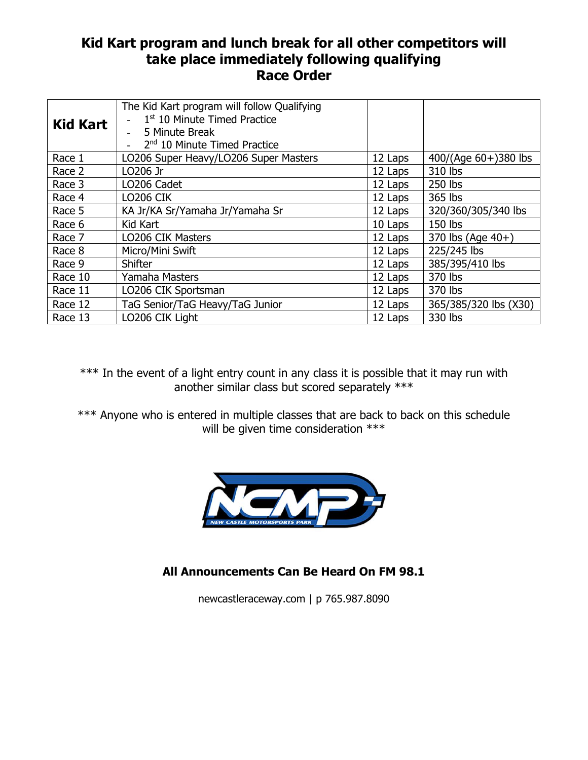## Kid Kart program and lunch break for all other competitors will take place immediately following qualifying
## Race Order

| | | | |
|---|---|---|---|
| **Kid Kart** | The Kid Kart program will follow Qualifying<br>- 1st 10 Minute Timed Practice<br>- 5 Minute Break<br>- 2nd 10 Minute Timed Practice | | |
| Race 1 | LO206 Super Heavy/LO206 Super Masters | 12 Laps | 400/(Age 60+)380 lbs |
| Race 2 | LO206 Jr | 12 Laps | 310 lbs |
| Race 3 | LO206 Cadet | 12 Laps | 250 lbs |
| Race 4 | LO206 CIK | 12 Laps | 365 lbs |
| Race 5 | KA Jr/KA Sr/Yamaha Jr/Yamaha Sr | 12 Laps | 320/360/305/340 lbs |
| Race 6 | Kid Kart | 10 Laps | 150 lbs |
| Race 7 | LO206 CIK Masters | 12 Laps | 370 lbs (Age 40+) |
| Race 8 | Micro/Mini Swift | 12 Laps | 225/245 lbs |
| Race 9 | Shifter | 12 Laps | 385/395/410 lbs |
| Race 10 | Yamaha Masters | 12 Laps | 370 lbs |
| Race 11 | LO206 CIK Sportsman | 12 Laps | 370 lbs |
| Race 12 | TaG Senior/TaG Heavy/TaG Junior | 12 Laps | 365/385/320 lbs (X30) |
| Race 13 | LO206 CIK Light | 12 Laps | 330 lbs |

*** In the event of a light entry count in any class it is possible that it may run with another similar class but scored separately ***

*** Anyone who is entered in multiple classes that are back to back on this schedule will be given time consideration ***

NCMP NEW CASTLE MOTORSPORTS PARK

**All Announcements Can Be Heard On FM 98.1**

newcastleraceway.com | p 765.987.8090